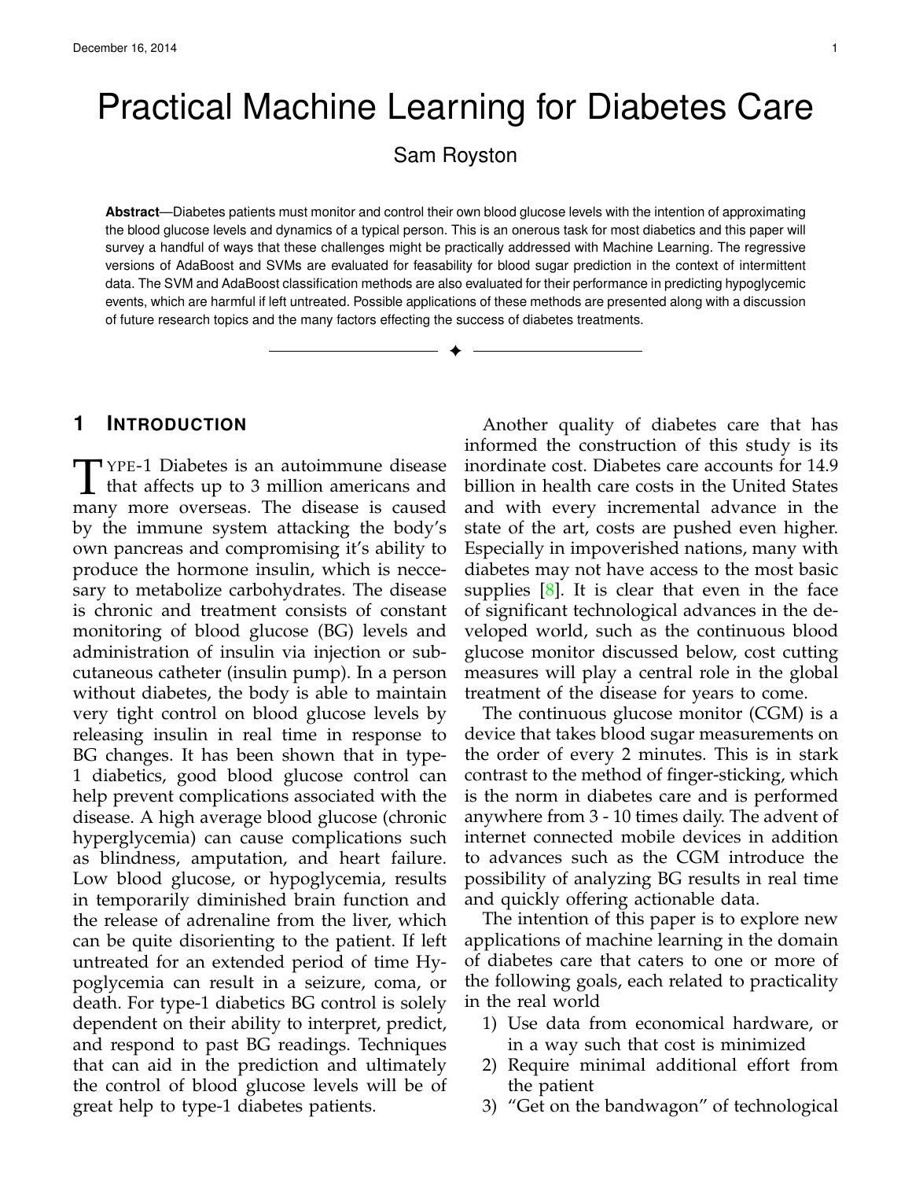# Practical Machine Learning for Diabetes Care

Sam Royston

**Abstract**—Diabetes patients must monitor and control their own blood glucose levels with the intention of approximating the blood glucose levels and dynamics of a typical person. This is an onerous task for most diabetics and this paper will survey a handful of ways that these challenges might be practically addressed with Machine Learning. The regressive versions of AdaBoost and SVMs are evaluated for feasability for blood sugar prediction in the context of intermittent data. The SVM and AdaBoost classification methods are also evaluated for their performance in predicting hypoglycemic events, which are harmful if left untreated. Possible applications of these methods are presented along with a discussion of future research topics and the many factors effecting the success of diabetes treatments.

## 1 Introduction

Type-1 Diabetes is an autoimmune disease that affects up to 3 million americans and many more overseas. The disease is caused by the immune system attacking the body's own pancreas and compromising it's ability to produce the hormone insulin, which is neccesary to metabolize carbohydrates. The disease is chronic and treatment consists of constant monitoring of blood glucose (BG) levels and administration of insulin via injection or subcutaneous catheter (insulin pump). In a person without diabetes, the body is able to maintain very tight control on blood glucose levels by releasing insulin in real time in response to BG changes. It has been shown that in type-1 diabetics, good blood glucose control can help prevent complications associated with the disease. A high average blood glucose (chronic hyperglycemia) can cause complications such as blindness, amputation, and heart failure. Low blood glucose, or hypoglycemia, results in temporarily diminished brain function and the release of adrenaline from the liver, which can be quite disorienting to the patient. If left untreated for an extended period of time Hypoglycemia can result in a seizure, coma, or death. For type-1 diabetics BG control is solely dependent on their ability to interpret, predict, and respond to past BG readings. Techniques that can aid in the prediction and ultimately the control of blood glucose levels will be of great help to type-1 diabetes patients.

Another quality of diabetes care that has informed the construction of this study is its inordinate cost. Diabetes care accounts for 14.9 billion in health care costs in the United States and with every incremental advance in the state of the art, costs are pushed even higher. Especially in impoverished nations, many with diabetes may not have access to the most basic supplies [8]. It is clear that even in the face of significant technological advances in the developed world, such as the continuous blood glucose monitor discussed below, cost cutting measures will play a central role in the global treatment of the disease for years to come.

The continuous glucose monitor (CGM) is a device that takes blood sugar measurements on the order of every 2 minutes. This is in stark contrast to the method of finger-sticking, which is the norm in diabetes care and is performed anywhere from 3 - 10 times daily. The advent of internet connected mobile devices in addition to advances such as the CGM introduce the possibility of analyzing BG results in real time and quickly offering actionable data.

The intention of this paper is to explore new applications of machine learning in the domain of diabetes care that caters to one or more of the following goals, each related to practicality in the real world

1) Use data from economical hardware, or in a way such that cost is minimized
2) Require minimal additional effort from the patient
3) "Get on the bandwagon" of technological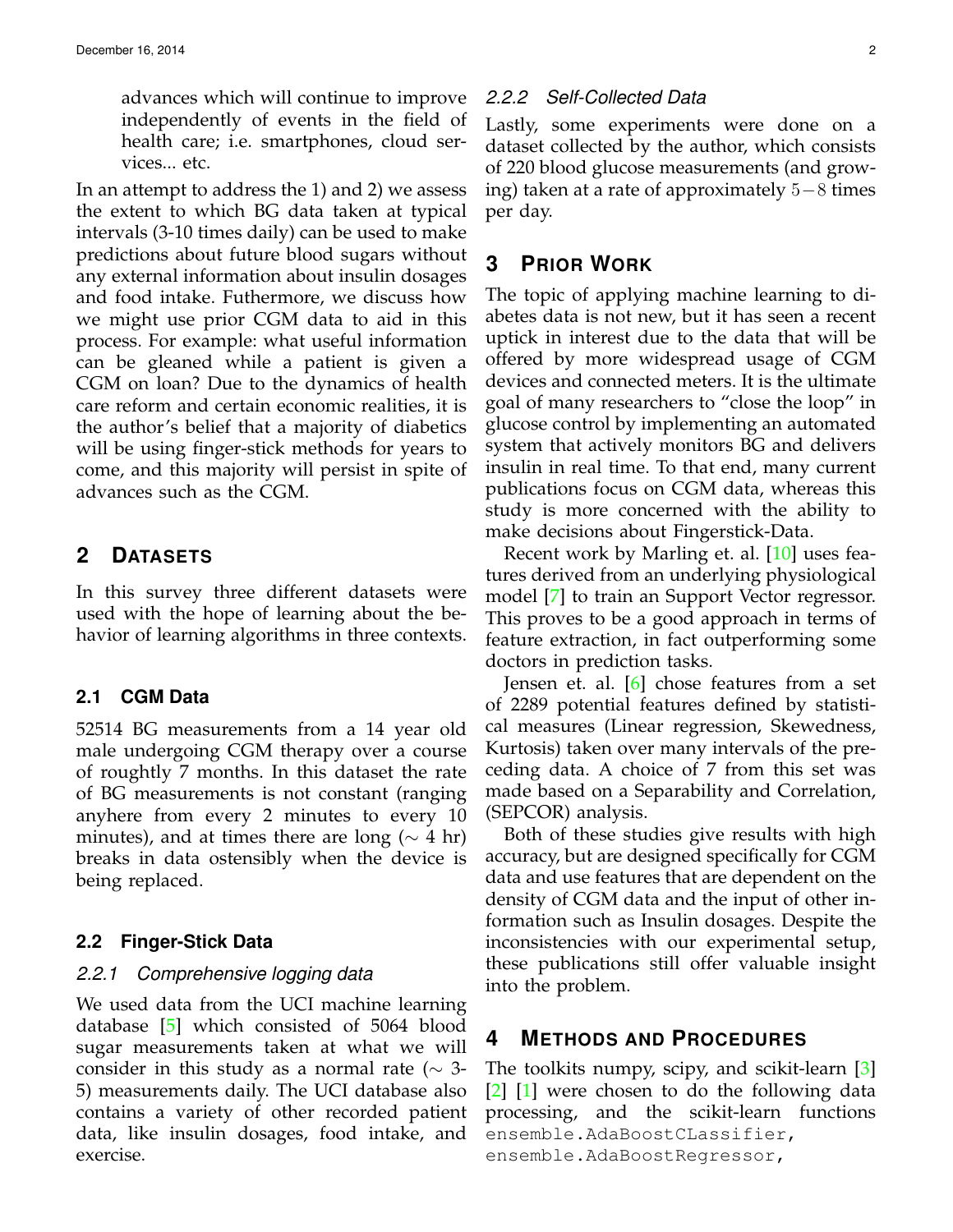advances which will continue to improve independently of events in the field of health care; i.e. smartphones, cloud services... etc.

In an attempt to address the 1) and 2) we assess the extent to which BG data taken at typical intervals (3-10 times daily) can be used to make predictions about future blood sugars without any external information about insulin dosages and food intake. Futhermore, we discuss how we might use prior CGM data to aid in this process. For example: what useful information can be gleaned while a patient is given a CGM on loan? Due to the dynamics of health care reform and certain economic realities, it is the author's belief that a majority of diabetics will be using finger-stick methods for years to come, and this majority will persist in spite of advances such as the CGM.

## 2 Datasets

In this survey three different datasets were used with the hope of learning about the behavior of learning algorithms in three contexts.

### 2.1 CGM Data

52514 BG measurements from a 14 year old male undergoing CGM therapy over a course of roughtly 7 months. In this dataset the rate of BG measurements is not constant (ranging anyhere from every 2 minutes to every 10 minutes), and at times there are long ($\sim$ 4 hr) breaks in data ostensibly when the device is being replaced.

### 2.2 Finger-Stick Data

#### 2.2.1 Comprehensive logging data

We used data from the UCI machine learning database [5] which consisted of 5064 blood sugar measurements taken at what we will consider in this study as a normal rate ($\sim$ 3-5) measurements daily. The UCI database also contains a variety of other recorded patient data, like insulin dosages, food intake, and exercise.

#### 2.2.2 Self-Collected Data

Lastly, some experiments were done on a dataset collected by the author, which consists of 220 blood glucose measurements (and growing) taken at a rate of approximately $5-8$ times per day.

## 3 Prior Work

The topic of applying machine learning to diabetes data is not new, but it has seen a recent uptick in interest due to the data that will be offered by more widespread usage of CGM devices and connected meters. It is the ultimate goal of many researchers to "close the loop" in glucose control by implementing an automated system that actively monitors BG and delivers insulin in real time. To that end, many current publications focus on CGM data, whereas this study is more concerned with the ability to make decisions about Fingerstick-Data.

Recent work by Marling et. al. [10] uses features derived from an underlying physiological model [7] to train an Support Vector regressor. This proves to be a good approach in terms of feature extraction, in fact outperforming some doctors in prediction tasks.

Jensen et. al. [6] chose features from a set of 2289 potential features defined by statistical measures (Linear regression, Skewedness, Kurtosis) taken over many intervals of the preceding data. A choice of 7 from this set was made based on a Separability and Correlation, (SEPCOR) analysis.

Both of these studies give results with high accuracy, but are designed specifically for CGM data and use features that are dependent on the density of CGM data and the input of other information such as Insulin dosages. Despite the inconsistencies with our experimental setup, these publications still offer valuable insight into the problem.

## 4 Methods and Procedures

The toolkits numpy, scipy, and scikit-learn [3] [2] [1] were chosen to do the following data processing, and the scikit-learn functions `ensemble.AdaBoostCLassifier`, `ensemble.AdaBoostRegressor`,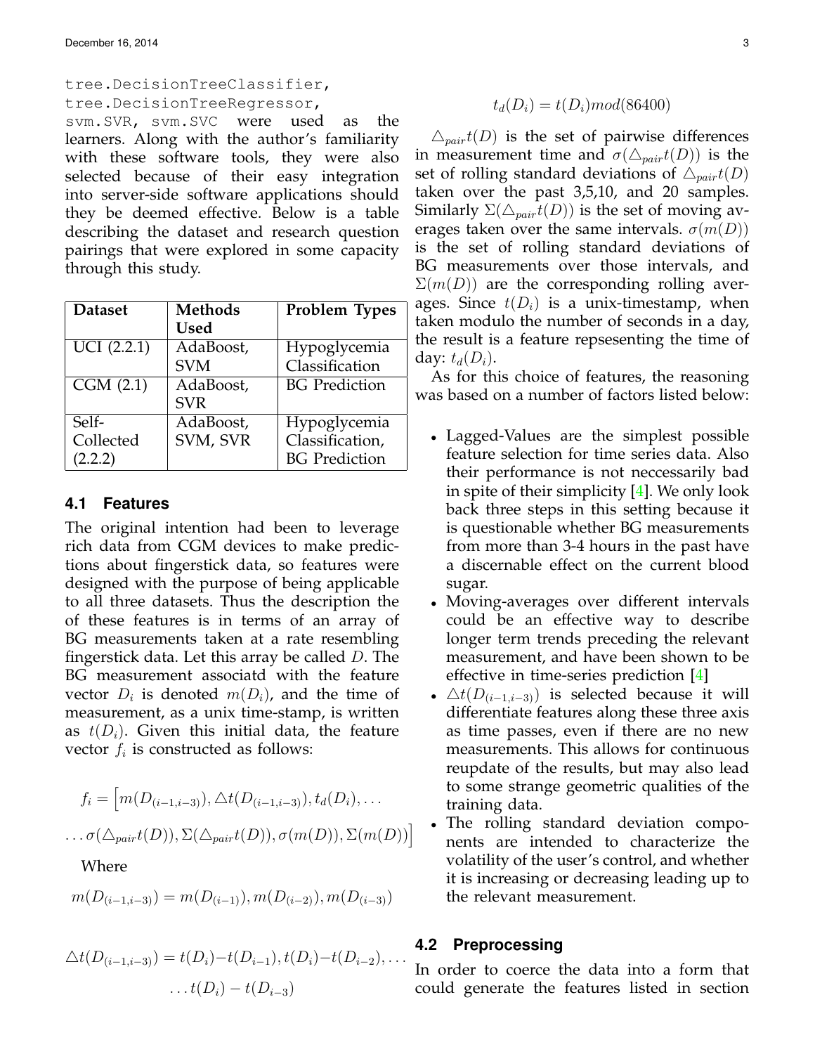`tree.DecisionTreeClassifier`, `tree.DecisionTreeRegressor`, `svm.SVR`, `svm.SVC` were used as the learners. Along with the author's familiarity with these software tools, they were also selected because of their easy integration into server-side software applications should they be deemed effective. Below is a table describing the dataset and research question pairings that were explored in some capacity through this study.

| Dataset | Methods Used | Problem Types |
|---|---|---|
| UCI (2.2.1) | AdaBoost, SVM | Hypoglycemia Classification |
| CGM (2.1) | AdaBoost, SVR | BG Prediction |
| Self-Collected (2.2.2) | AdaBoost, SVM, SVR | Hypoglycemia Classification, BG Prediction |

## 4.1 Features

The original intention had been to leverage rich data from CGM devices to make predictions about fingerstick data, so features were designed with the purpose of being applicable to all three datasets. Thus the description the of these features is in terms of an array of BG measurements taken at a rate resembling fingerstick data. Let this array be called $D$. The BG measurement associatd with the feature vector $D_i$ is denoted $m(D_i)$, and the time of measurement, as a unix time-stamp, is written as $t(D_i)$. Given this initial data, the feature vector $f_i$ is constructed as follows:

$$f_i = \Big[ m(D_{(i-1,i-3)}), \triangle t(D_{(i-1,i-3)}), t_d(D_i), \ldots$$

$$\ldots \sigma(\triangle_{pair} t(D)), \Sigma(\triangle_{pair} t(D)), \sigma(m(D)), \Sigma(m(D)) \Big]$$

Where

$$m(D_{(i-1,i-3)}) = m(D_{(i-1)}), m(D_{(i-2)}), m(D_{(i-3)})$$

$$\triangle t(D_{(i-1,i-3)}) = t(D_i) - t(D_{i-1}), t(D_i) - t(D_{i-2}), \ldots$$
$$\ldots t(D_i) - t(D_{i-3})$$

$$t_d(D_i) = t(D_i) mod(86400)$$

$\triangle_{pair} t(D)$ is the set of pairwise differences in measurement time and $\sigma(\triangle_{pair} t(D))$ is the set of rolling standard deviations of $\triangle_{pair} t(D)$ taken over the past 3,5,10, and 20 samples. Similarly $\Sigma(\triangle_{pair} t(D))$ is the set of moving averages taken over the same intervals. $\sigma(m(D))$ is the set of rolling standard deviations of BG measurements over those intervals, and $\Sigma(m(D))$ are the corresponding rolling averages. Since $t(D_i)$ is a unix-timestamp, when taken modulo the number of seconds in a day, the result is a feature repsesenting the time of day: $t_d(D_i)$.

As for this choice of features, the reasoning was based on a number of factors listed below:

- Lagged-Values are the simplest possible feature selection for time series data. Also their performance is not neccessarily bad in spite of their simplicity [4]. We only look back three steps in this setting because it is questionable whether BG measurements from more than 3-4 hours in the past have a discernable effect on the current blood sugar.
- Moving-averages over different intervals could be an effective way to describe longer term trends preceding the relevant measurement, and have been shown to be effective in time-series prediction [4]
- $\triangle t(D_{(i-1,i-3)})$ is selected because it will differentiate features along these three axis as time passes, even if there are no new measurements. This allows for continuous reupdate of the results, but may also lead to some strange geometric qualities of the training data.
- The rolling standard deviation components are intended to characterize the volatility of the user's control, and whether it is increasing or decreasing leading up to the relevant measurement.

## 4.2 Preprocessing

In order to coerce the data into a form that could generate the features listed in section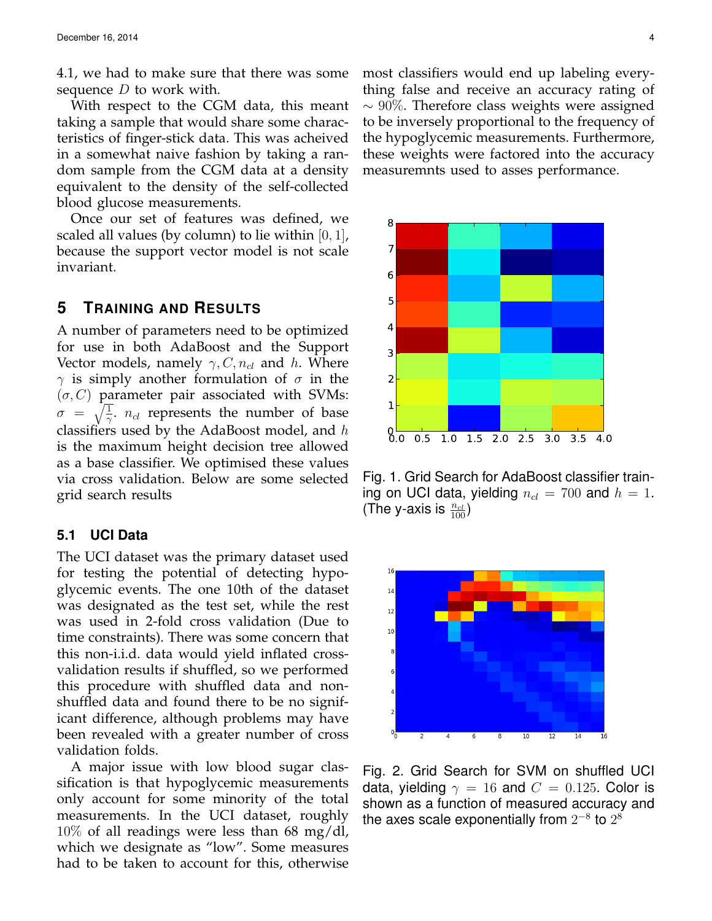4.1, we had to make sure that there was some sequence $D$ to work with.

With respect to the CGM data, this meant taking a sample that would share some characteristics of finger-stick data. This was acheived in a somewhat naive fashion by taking a random sample from the CGM data at a density equivalent to the density of the self-collected blood glucose measurements.

Once our set of features was defined, we scaled all values (by column) to lie within $[0, 1]$, because the support vector model is not scale invariant.

## 5 Training and Results

A number of parameters need to be optimized for use in both AdaBoost and the Support Vector models, namely $\gamma, C, n_{cl}$ and $h$. Where $\gamma$ is simply another formulation of $\sigma$ in the $(\sigma, C)$ parameter pair associated with SVMs: $\sigma = \sqrt{\frac{1}{\gamma}}$. $n_{cl}$ represents the number of base classifiers used by the AdaBoost model, and $h$ is the maximum height decision tree allowed as a base classifier. We optimised these values via cross validation. Below are some selected grid search results

### 5.1 UCI Data

The UCI dataset was the primary dataset used for testing the potential of detecting hypoglycemic events. The one 10th of the dataset was designated as the test set, while the rest was used in 2-fold cross validation (Due to time constraints). There was some concern that this non-i.i.d. data would yield inflated cross-validation results if shuffled, so we performed this procedure with shuffled data and non-shuffled data and found there to be no significant difference, although problems may have been revealed with a greater number of cross validation folds.

A major issue with low blood sugar classification is that hypoglycemic measurements only account for some minority of the total measurements. In the UCI dataset, roughly $10\%$ of all readings were less than 68 mg/dl, which we designate as "low". Some measures had to be taken to account for this, otherwise most classifiers would end up labeling everything false and receive an accuracy rating of $\sim 90\%$. Therefore class weights were assigned to be inversely proportional to the frequency of the hypoglycemic measurements. Furthermore, these weights were factored into the accuracy measuremnts used to asses performance.

Fig. 1. Grid Search for AdaBoost classifier training on UCI data, yielding $n_{cl} = 700$ and $h = 1$. (The y-axis is $\frac{n_{cl}}{100}$)

Fig. 2. Grid Search for SVM on shuffled UCI data, yielding $\gamma = 16$ and $C = 0.125$. Color is shown as a function of measured accuracy and the axes scale exponentially from $2^{-8}$ to $2^{8}$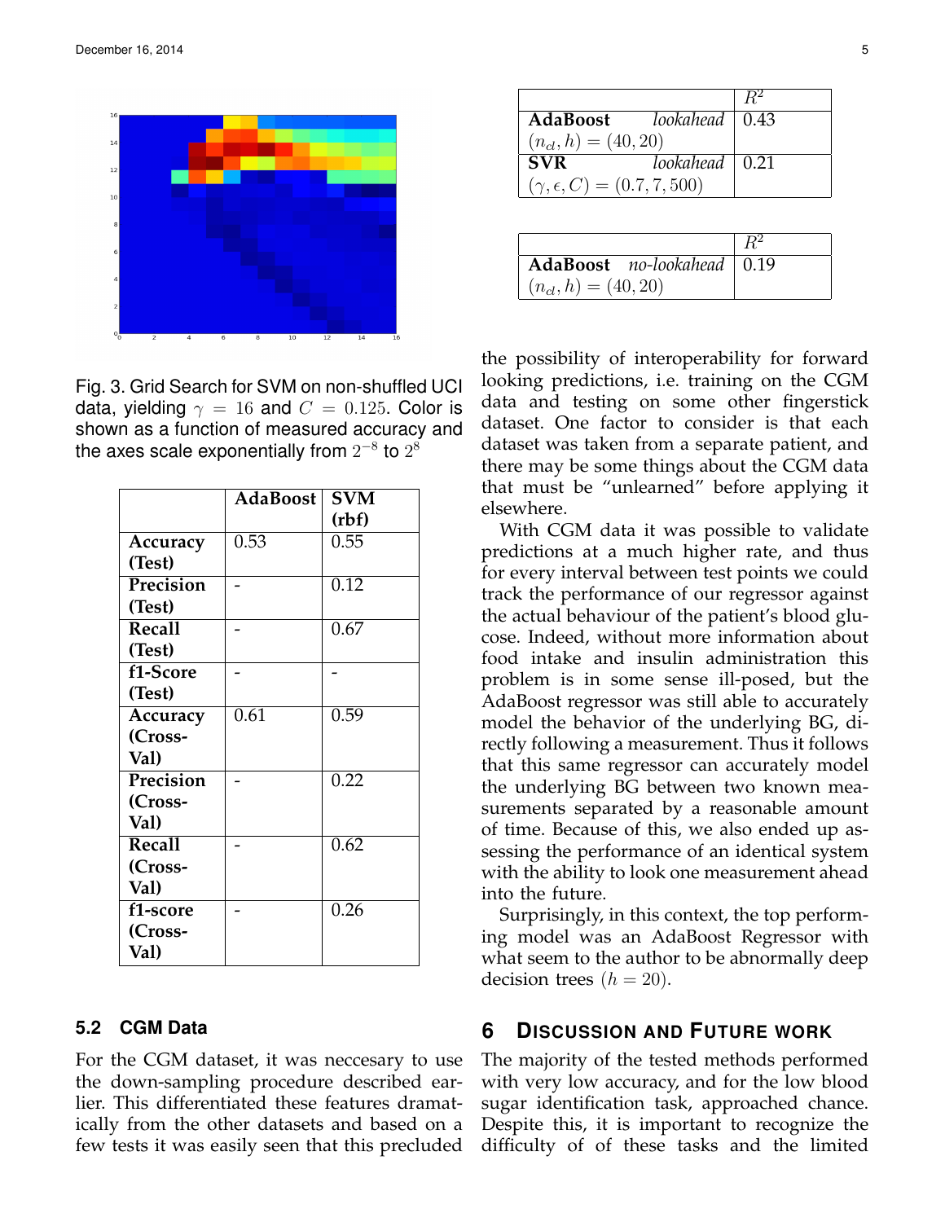Fig. 3. Grid Search for SVM on non-shuffled UCI data, yielding $\gamma = 16$ and $C = 0.125$. Color is shown as a function of measured accuracy and the axes scale exponentially from $2^{-8}$ to $2^{8}$

| | AdaBoost | SVM (rbf) |
|---|---|---|
| **Accuracy (Test)** | 0.53 | 0.55 |
| **Precision (Test)** | - | 0.12 |
| **Recall (Test)** | - | 0.67 |
| **f1-Score (Test)** | - | - |
| **Accuracy (Cross-Val)** | 0.61 | 0.59 |
| **Precision (Cross-Val)** | - | 0.22 |
| **Recall (Cross-Val)** | - | 0.62 |
| **f1-score (Cross-Val)** | - | 0.26 |

### 5.2 CGM Data

For the CGM dataset, it was neccesary to use the down-sampling procedure described earlier. This differentiated these features dramatically from the other datasets and based on a few tests it was easily seen that this precluded the possibility of interoperability for forward looking predictions, i.e. training on the CGM data and testing on some other fingerstick dataset. One factor to consider is that each dataset was taken from a separate patient, and there may be some things about the CGM data that must be "unlearned" before applying it elsewhere.

With CGM data it was possible to validate predictions at a much higher rate, and thus for every interval between test points we could track the performance of our regressor against the actual behaviour of the patient's blood glucose. Indeed, without more information about food intake and insulin administration this problem is in some sense ill-posed, but the AdaBoost regressor was still able to accurately model the behavior of the underlying BG, directly following a measurement. Thus it follows that this same regressor can accurately model the underlying BG between two known measurements separated by a reasonable amount of time. Because of this, we also ended up assessing the performance of an identical system with the ability to look one measurement ahead into the future.

| | $R^2$ |
|---|---|
| **AdaBoost** *lookahead* $(n_{cl}, h) = (40, 20)$ | 0.43 |
| **SVR** *lookahead* $(\gamma, \epsilon, C) = (0.7, 7, 500)$ | 0.21 |

| | $R^2$ |
|---|---|
| **AdaBoost** *no-lookahead* $(n_{cl}, h) = (40, 20)$ | 0.19 |

Surprisingly, in this context, the top performing model was an AdaBoost Regressor with what seem to the author to be abnormally deep decision trees $(h = 20)$.

## 6 Discussion and Future Work

The majority of the tested methods performed with very low accuracy, and for the low blood sugar identification task, approached chance. Despite this, it is important to recognize the difficulty of of these tasks and the limited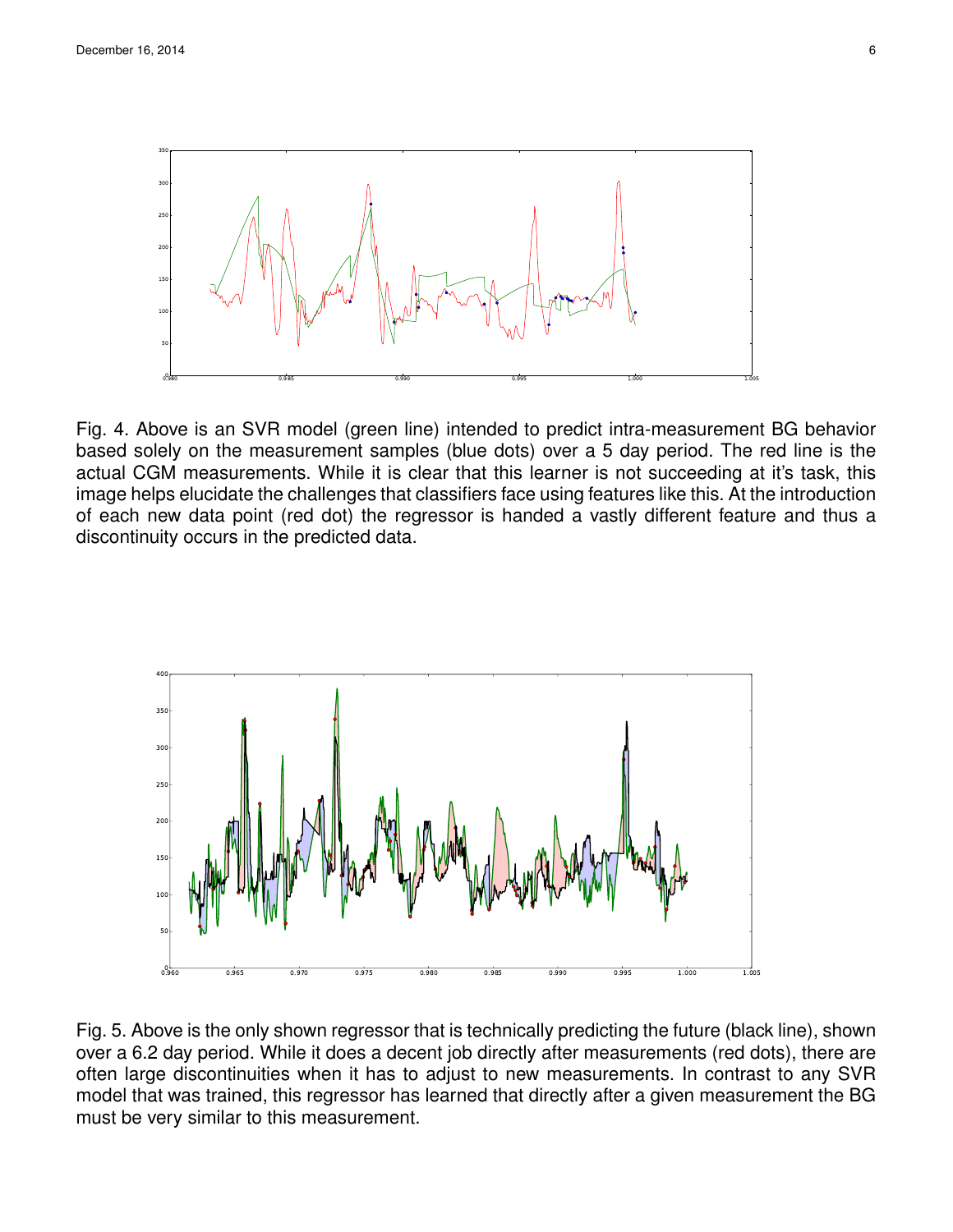Fig. 4. Above is an SVR model (green line) intended to predict intra-measurement BG behavior based solely on the measurement samples (blue dots) over a 5 day period. The red line is the actual CGM measurements. While it is clear that this learner is not succeeding at it's task, this image helps elucidate the challenges that classifiers face using features like this. At the introduction of each new data point (red dot) the regressor is handed a vastly different feature and thus a discontinuity occurs in the predicted data.

Fig. 5. Above is the only shown regressor that is technically predicting the future (black line), shown over a 6.2 day period. While it does a decent job directly after measurements (red dots), there are often large discontinuities when it has to adjust to new measurements. In contrast to any SVR model that was trained, this regressor has learned that directly after a given measurement the BG must be very similar to this measurement.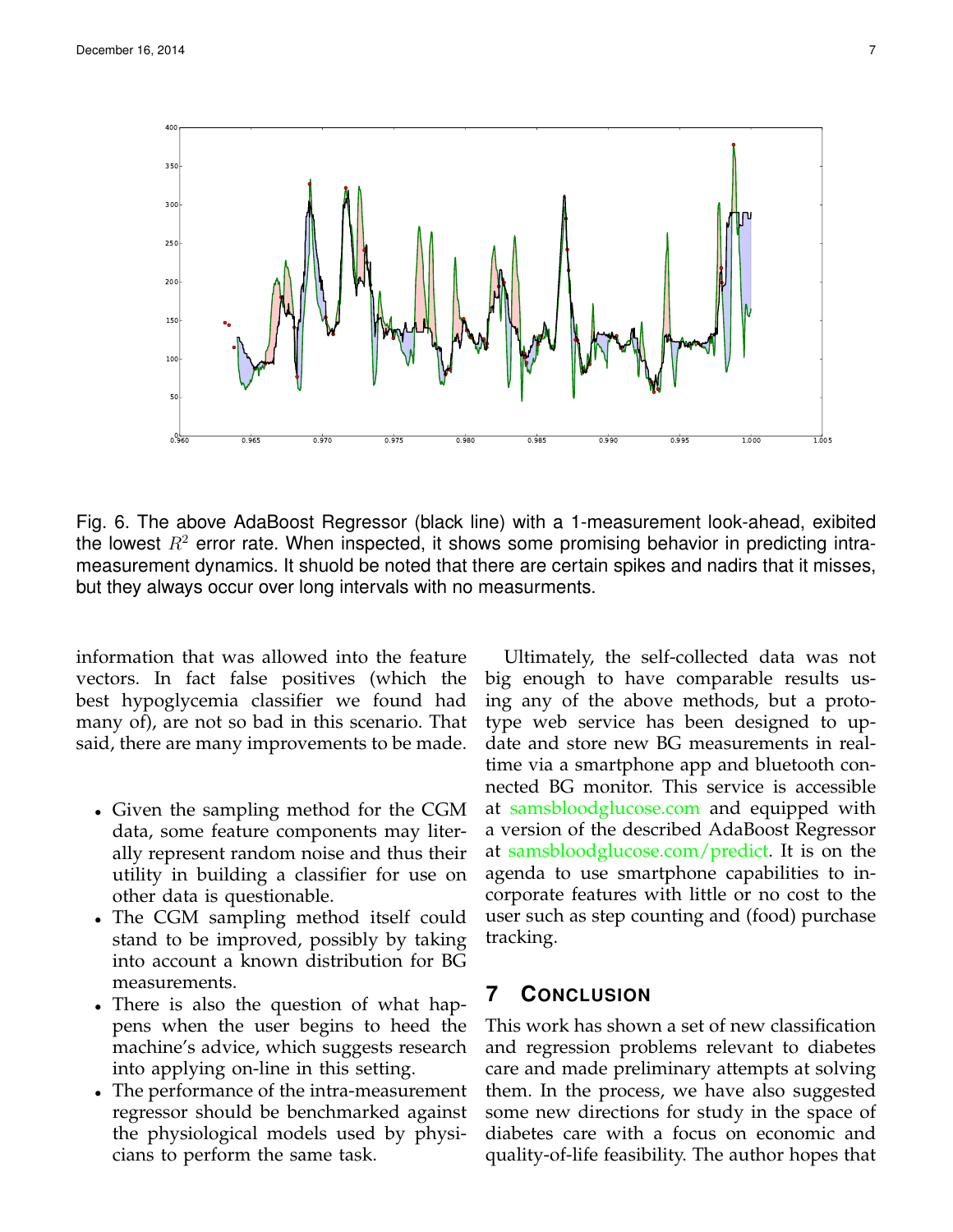Fig. 6. The above AdaBoost Regressor (black line) with a 1-measurement look-ahead, exibited the lowest $R^2$ error rate. When inspected, it shows some promising behavior in predicting intra-measurement dynamics. It shuold be noted that there are certain spikes and nadirs that it misses, but they always occur over long intervals with no measurments.

information that was allowed into the feature vectors. In fact false positives (which the best hypoglycemia classifier we found had many of), are not so bad in this scenario. That said, there are many improvements to be made.

- Given the sampling method for the CGM data, some feature components may literally represent random noise and thus their utility in building a classifier for use on other data is questionable.
- The CGM sampling method itself could stand to be improved, possibly by taking into account a known distribution for BG measurements.
- There is also the question of what happens when the user begins to heed the machine's advice, which suggests research into applying on-line in this setting.
- The performance of the intra-measurement regressor should be benchmarked against the physiological models used by physicians to perform the same task.

Ultimately, the self-collected data was not big enough to have comparable results using any of the above methods, but a prototype web service has been designed to update and store new BG measurements in real-time via a smartphone app and bluetooth connected BG monitor. This service is accessible at samsbloodglucose.com and equipped with a version of the described AdaBoost Regressor at samsbloodglucose.com/predict. It is on the agenda to use smartphone capabilities to incorporate features with little or no cost to the user such as step counting and (food) purchase tracking.

## 7 Conclusion

This work has shown a set of new classification and regression problems relevant to diabetes care and made preliminary attempts at solving them. In the process, we have also suggested some new directions for study in the space of diabetes care with a focus on economic and quality-of-life feasibility. The author hopes that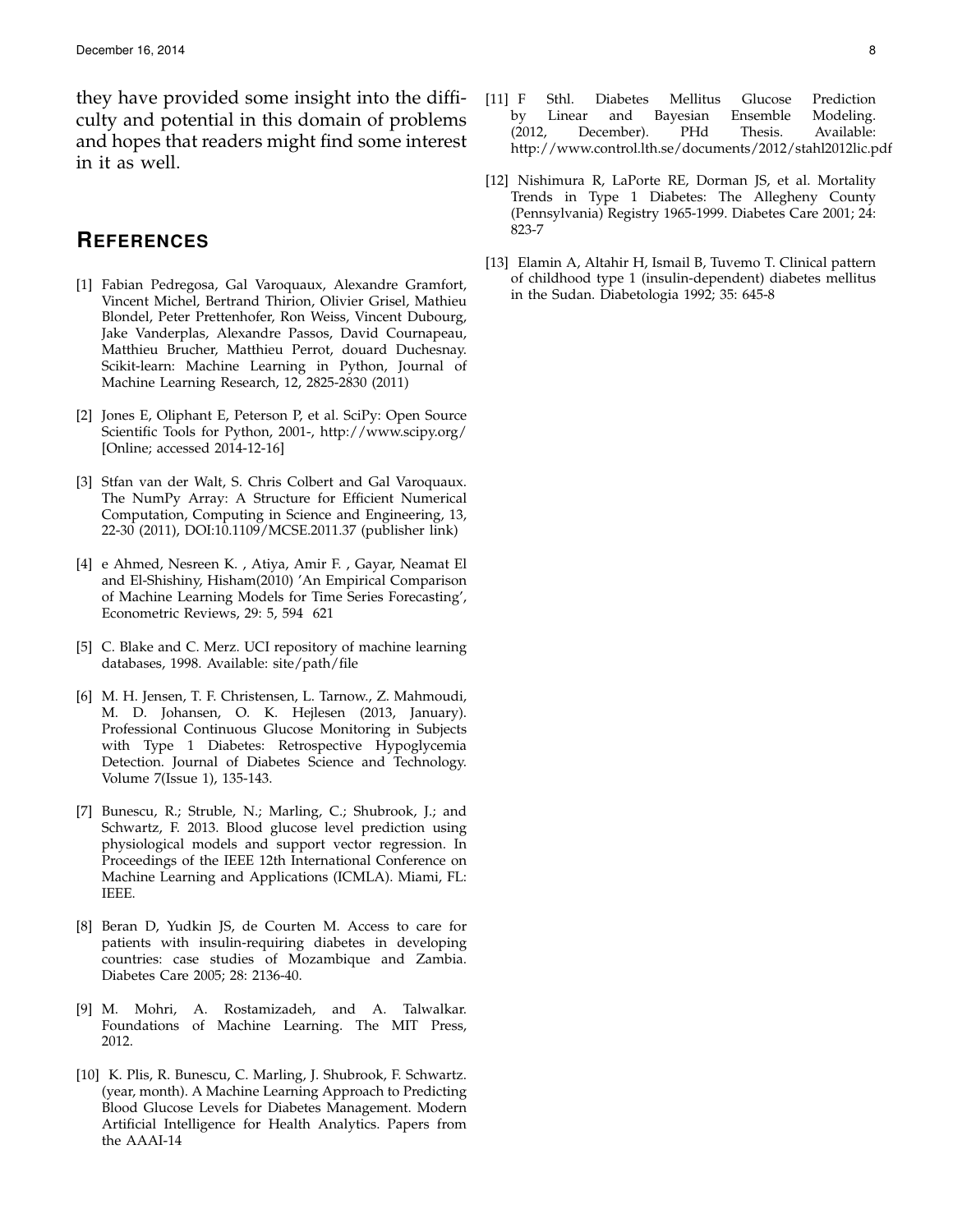they have provided some insight into the difficulty and potential in this domain of problems and hopes that readers might find some interest in it as well.

## REFERENCES

[1] Fabian Pedregosa, Gal Varoquaux, Alexandre Gramfort, Vincent Michel, Bertrand Thirion, Olivier Grisel, Mathieu Blondel, Peter Prettenhofer, Ron Weiss, Vincent Dubourg, Jake Vanderplas, Alexandre Passos, David Cournapeau, Matthieu Brucher, Matthieu Perrot, douard Duchesnay. Scikit-learn: Machine Learning in Python, Journal of Machine Learning Research, 12, 2825-2830 (2011)

[2] Jones E, Oliphant E, Peterson P, et al. SciPy: Open Source Scientific Tools for Python, 2001-, http://www.scipy.org/ [Online; accessed 2014-12-16]

[3] Stfan van der Walt, S. Chris Colbert and Gal Varoquaux. The NumPy Array: A Structure for Efficient Numerical Computation, Computing in Science and Engineering, 13, 22-30 (2011), DOI:10.1109/MCSE.2011.37 (publisher link)

[4] e Ahmed, Nesreen K. , Atiya, Amir F. , Gayar, Neamat El and El-Shishiny, Hisham(2010) 'An Empirical Comparison of Machine Learning Models for Time Series Forecasting', Econometric Reviews, 29: 5, 594 621

[5] C. Blake and C. Merz. UCI repository of machine learning databases, 1998. Available: site/path/file

[6] M. H. Jensen, T. F. Christensen, L. Tarnow., Z. Mahmoudi, M. D. Johansen, O. K. Hejlesen (2013, January). Professional Continuous Glucose Monitoring in Subjects with Type 1 Diabetes: Retrospective Hypoglycemia Detection. Journal of Diabetes Science and Technology. Volume 7(Issue 1), 135-143.

[7] Bunescu, R.; Struble, N.; Marling, C.; Shubrook, J.; and Schwartz, F. 2013. Blood glucose level prediction using physiological models and support vector regression. In Proceedings of the IEEE 12th International Conference on Machine Learning and Applications (ICMLA). Miami, FL: IEEE.

[8] Beran D, Yudkin JS, de Courten M. Access to care for patients with insulin-requiring diabetes in developing countries: case studies of Mozambique and Zambia. Diabetes Care 2005; 28: 2136-40.

[9] M. Mohri, A. Rostamizadeh, and A. Talwalkar. Foundations of Machine Learning. The MIT Press, 2012.

[10] K. Plis, R. Bunescu, C. Marling, J. Shubrook, F. Schwartz. (year, month). A Machine Learning Approach to Predicting Blood Glucose Levels for Diabetes Management. Modern Artificial Intelligence for Health Analytics. Papers from the AAAI-14

[11] F Sthl. Diabetes Mellitus Glucose Prediction by Linear and Bayesian Ensemble Modeling. (2012, December). PHd Thesis. Available: http://www.control.lth.se/documents/2012/stahl2012lic.pdf

[12] Nishimura R, LaPorte RE, Dorman JS, et al. Mortality Trends in Type 1 Diabetes: The Allegheny County (Pennsylvania) Registry 1965-1999. Diabetes Care 2001; 24: 823-7

[13] Elamin A, Altahir H, Ismail B, Tuvemo T. Clinical pattern of childhood type 1 (insulin-dependent) diabetes mellitus in the Sudan. Diabetologia 1992; 35: 645-8